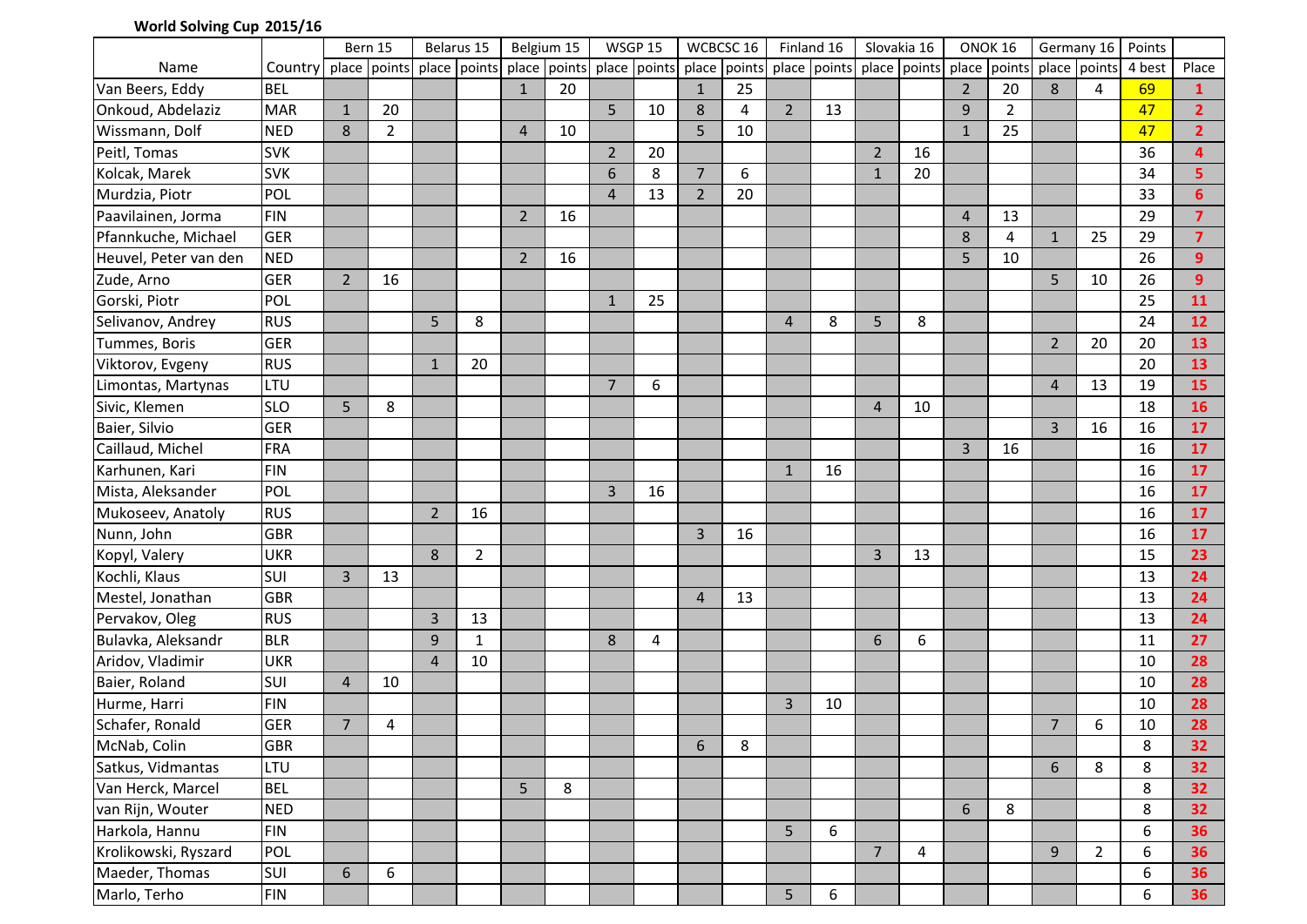**World Solving Cup 2015/16**

| Name | Country | Bern 15 | | Belarus 15 | | Belgium 15 | | WSGP 15 | | WCBCSC 16 | | Finland 16 | | Slovakia 16 | | ONOK 16 | | Germany 16 | | Points | Place |
|---|---|---|---|---|---|---|---|---|---|---|---|---|---|---|---|---|---|---|---|---|---|
| | | place | points | place | points | place | points | place | points | place | points | place | points | place | points | place | points | place | points | 4 best | |
| Van Beers, Eddy | BEL | | | | | 1 | 20 | | | 1 | 25 | | | | | 2 | 20 | 8 | 4 | 69 | 1 |
| Onkoud, Abdelaziz | MAR | 1 | 20 | | | | | 5 | 10 | 8 | 4 | 2 | 13 | | | 9 | 2 | | | 47 | 2 |
| Wissmann, Dolf | NED | 8 | 2 | | | 4 | 10 | | | 5 | 10 | | | | | 1 | 25 | | | 47 | 2 |
| Peitl, Tomas | SVK | | | | | | | 2 | 20 | | | | | 2 | 16 | | | | | 36 | 4 |
| Kolcak, Marek | SVK | | | | | | | 6 | 8 | 7 | 6 | | | 1 | 20 | | | | | 34 | 5 |
| Murdzia, Piotr | POL | | | | | | | 4 | 13 | 2 | 20 | | | | | | | | | 33 | 6 |
| Paavilainen, Jorma | FIN | | | | | 2 | 16 | | | | | | | | | 4 | 13 | | | 29 | 7 |
| Pfannkuche, Michael | GER | | | | | | | | | | | | | | | 8 | 4 | 1 | 25 | 29 | 7 |
| Heuvel, Peter van den | NED | | | | | 2 | 16 | | | | | | | | | 5 | 10 | | | 26 | 9 |
| Zude, Arno | GER | 2 | 16 | | | | | | | | | | | | | | | 5 | 10 | 26 | 9 |
| Gorski, Piotr | POL | | | | | | | 1 | 25 | | | | | | | | | | | 25 | 11 |
| Selivanov, Andrey | RUS | | | 5 | 8 | | | | | | | 4 | 8 | 5 | 8 | | | | | 24 | 12 |
| Tummes, Boris | GER | | | | | | | | | | | | | | | | | 2 | 20 | 20 | 13 |
| Viktorov, Evgeny | RUS | | | 1 | 20 | | | | | | | | | | | | | | | 20 | 13 |
| Limontas, Martynas | LTU | | | | | | | 7 | 6 | | | | | | | | | 4 | 13 | 19 | 15 |
| Sivic, Klemen | SLO | 5 | 8 | | | | | | | | | | | 4 | 10 | | | | | 18 | 16 |
| Baier, Silvio | GER | | | | | | | | | | | | | | | | | 3 | 16 | 16 | 17 |
| Caillaud, Michel | FRA | | | | | | | | | | | | | | | 3 | 16 | | | 16 | 17 |
| Karhunen, Kari | FIN | | | | | | | | | | | 1 | 16 | | | | | | | 16 | 17 |
| Mista, Aleksander | POL | | | | | | | 3 | 16 | | | | | | | | | | | 16 | 17 |
| Mukoseev, Anatoly | RUS | | | 2 | 16 | | | | | | | | | | | | | | | 16 | 17 |
| Nunn, John | GBR | | | | | | | | | 3 | 16 | | | | | | | | | 16 | 17 |
| Kopyl, Valery | UKR | | | 8 | 2 | | | | | | | | | 3 | 13 | | | | | 15 | 23 |
| Kochli, Klaus | SUI | 3 | 13 | | | | | | | | | | | | | | | | | 13 | 24 |
| Mestel, Jonathan | GBR | | | | | | | | | 4 | 13 | | | | | | | | | 13 | 24 |
| Pervakov, Oleg | RUS | | | 3 | 13 | | | | | | | | | | | | | | | 13 | 24 |
| Bulavka, Aleksandr | BLR | | | 9 | 1 | | | 8 | 4 | | | | | 6 | 6 | | | | | 11 | 27 |
| Aridov, Vladimir | UKR | | | 4 | 10 | | | | | | | | | | | | | | | 10 | 28 |
| Baier, Roland | SUI | 4 | 10 | | | | | | | | | | | | | | | | | 10 | 28 |
| Hurme, Harri | FIN | | | | | | | | | | | 3 | 10 | | | | | | | 10 | 28 |
| Schafer, Ronald | GER | 7 | 4 | | | | | | | | | | | | | | | 7 | 6 | 10 | 28 |
| McNab, Colin | GBR | | | | | | | | | 6 | 8 | | | | | | | | | 8 | 32 |
| Satkus, Vidmantas | LTU | | | | | | | | | | | | | | | | | 6 | 8 | 8 | 32 |
| Van Herck, Marcel | BEL | | | | | 5 | 8 | | | | | | | | | | | | | 8 | 32 |
| van Rijn, Wouter | NED | | | | | | | | | | | | | | | 6 | 8 | | | 8 | 32 |
| Harkola, Hannu | FIN | | | | | | | | | | | 5 | 6 | | | | | | | 6 | 36 |
| Krolikowski, Ryszard | POL | | | | | | | | | | | | | 7 | 4 | | | 9 | 2 | 6 | 36 |
| Maeder, Thomas | SUI | 6 | 6 | | | | | | | | | | | | | | | | | 6 | 36 |
| Marlo, Terho | FIN | | | | | | | | | | | 5 | 6 | | | | | | | 6 | 36 |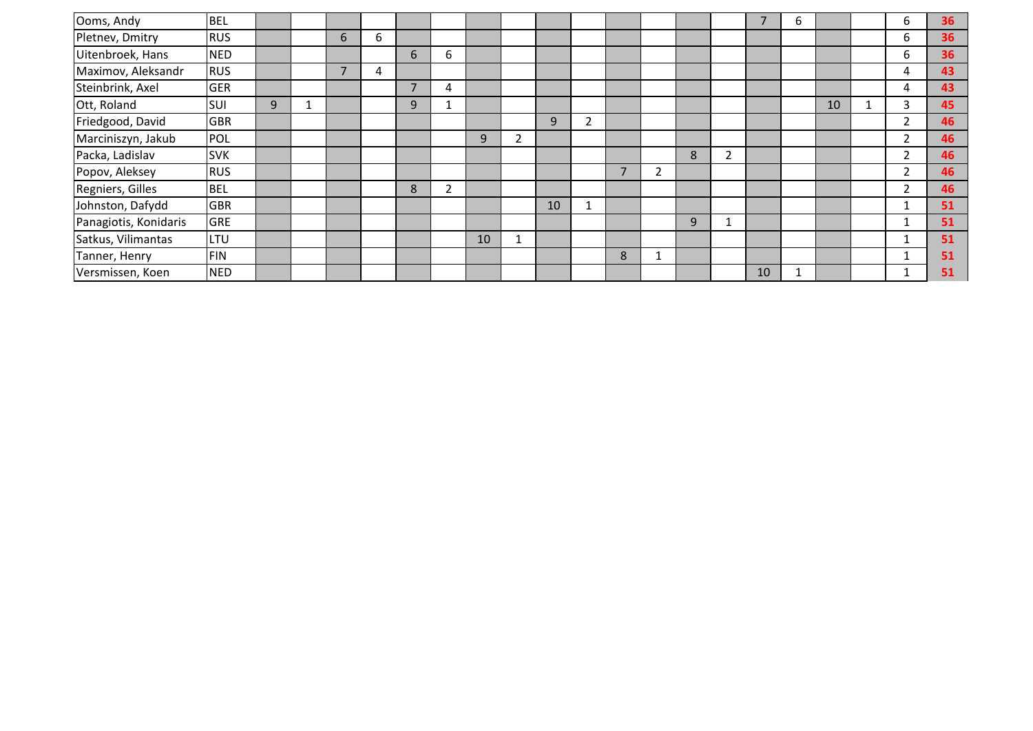| | | | | | | | | | | | | | | | | | | | | | |
|---|---|---|---|---|---|---|---|---|---|---|---|---|---|---|---|---|---|---|---|---|---|
| Ooms, Andy | BEL | | | | | | | | | | | | | | | | 7 | 6 | | | 6 | 36 |
| Pletnev, Dmitry | RUS | | | 6 | 6 | | | | | | | | | | | | | | | | 6 | 36 |
| Uitenbroek, Hans | NED | | | | | 6 | 6 | | | | | | | | | | | | | | 6 | 36 |
| Maximov, Aleksandr | RUS | | | 7 | 4 | | | | | | | | | | | | | | | | 4 | 43 |
| Steinbrink, Axel | GER | | | | | 7 | 4 | | | | | | | | | | | | | | 4 | 43 |
| Ott, Roland | SUI | 9 | 1 | | | 9 | 1 | | | | | | | | | | | | 10 | 1 | 3 | 45 |
| Friedgood, David | GBR | | | | | | | | | 9 | 2 | | | | | | | | | | 2 | 46 |
| Marciniszyn, Jakub | POL | | | | | | | 9 | 2 | | | | | | | | | | | | 2 | 46 |
| Packa, Ladislav | SVK | | | | | | | | | | | | | 8 | 2 | | | | | | 2 | 46 |
| Popov, Aleksey | RUS | | | | | | | | | | | 7 | 2 | | | | | | | | 2 | 46 |
| Regniers, Gilles | BEL | | | | | 8 | 2 | | | | | | | | | | | | | | 2 | 46 |
| Johnston, Dafydd | GBR | | | | | | | | | 10 | 1 | | | | | | | | | | 1 | 51 |
| Panagiotis, Konidaris | GRE | | | | | | | | | | | | | 9 | 1 | | | | | | 1 | 51 |
| Satkus, Vilimantas | LTU | | | | | | | 10 | 1 | | | | | | | | | | | | 1 | 51 |
| Tanner, Henry | FIN | | | | | | | | | | | 8 | 1 | | | | | | | | 1 | 51 |
| Versmissen, Koen | NED | | | | | | | | | | | | | | | 10 | 1 | | | | 1 | 51 |